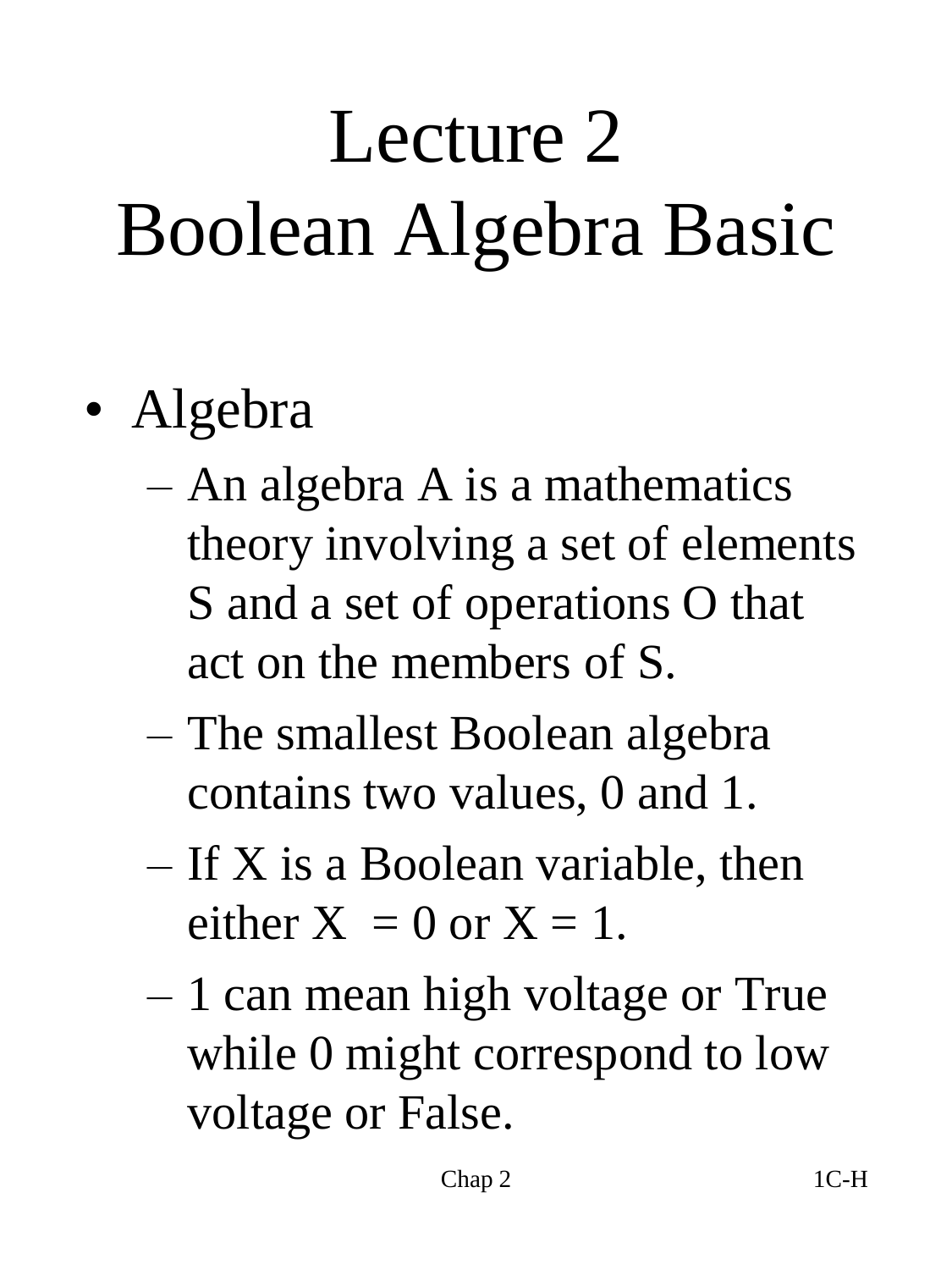# Lecture 2
# Boolean Algebra Basic

- Algebra
  - An algebra A is a mathematics theory involving a set of elements S and a set of operations O that act on the members of S.
  - The smallest Boolean algebra contains two values, 0 and 1.
  - If X is a Boolean variable, then either $X = 0$ or $X = 1$.
  - 1 can mean high voltage or True while 0 might correspond to low voltage or False.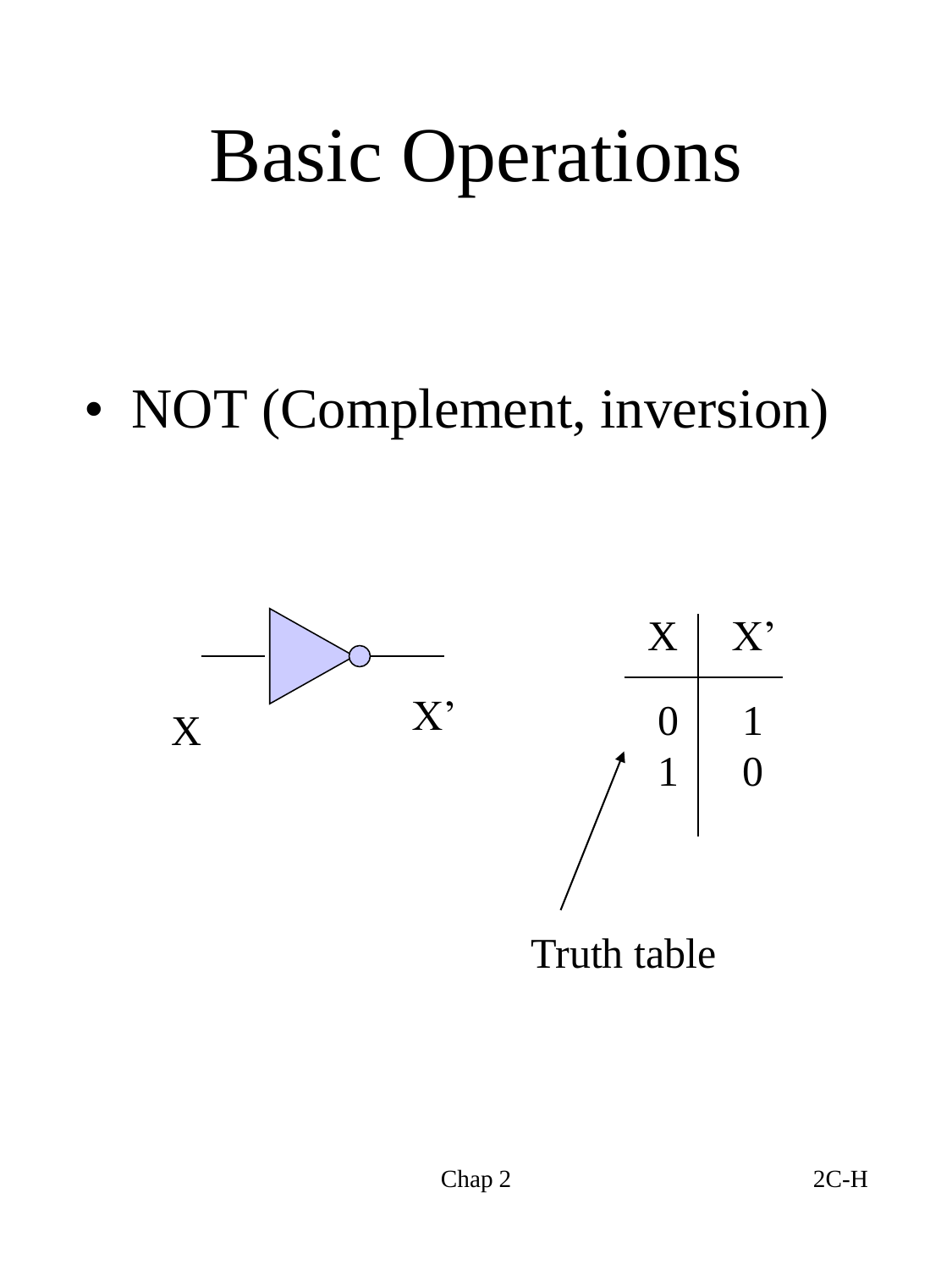# Basic Operations

- NOT (Complement, inversion)

X

X’

| X | X’ |
|---|---|
| 0 | 1 |
| 1 | 0 |

Truth table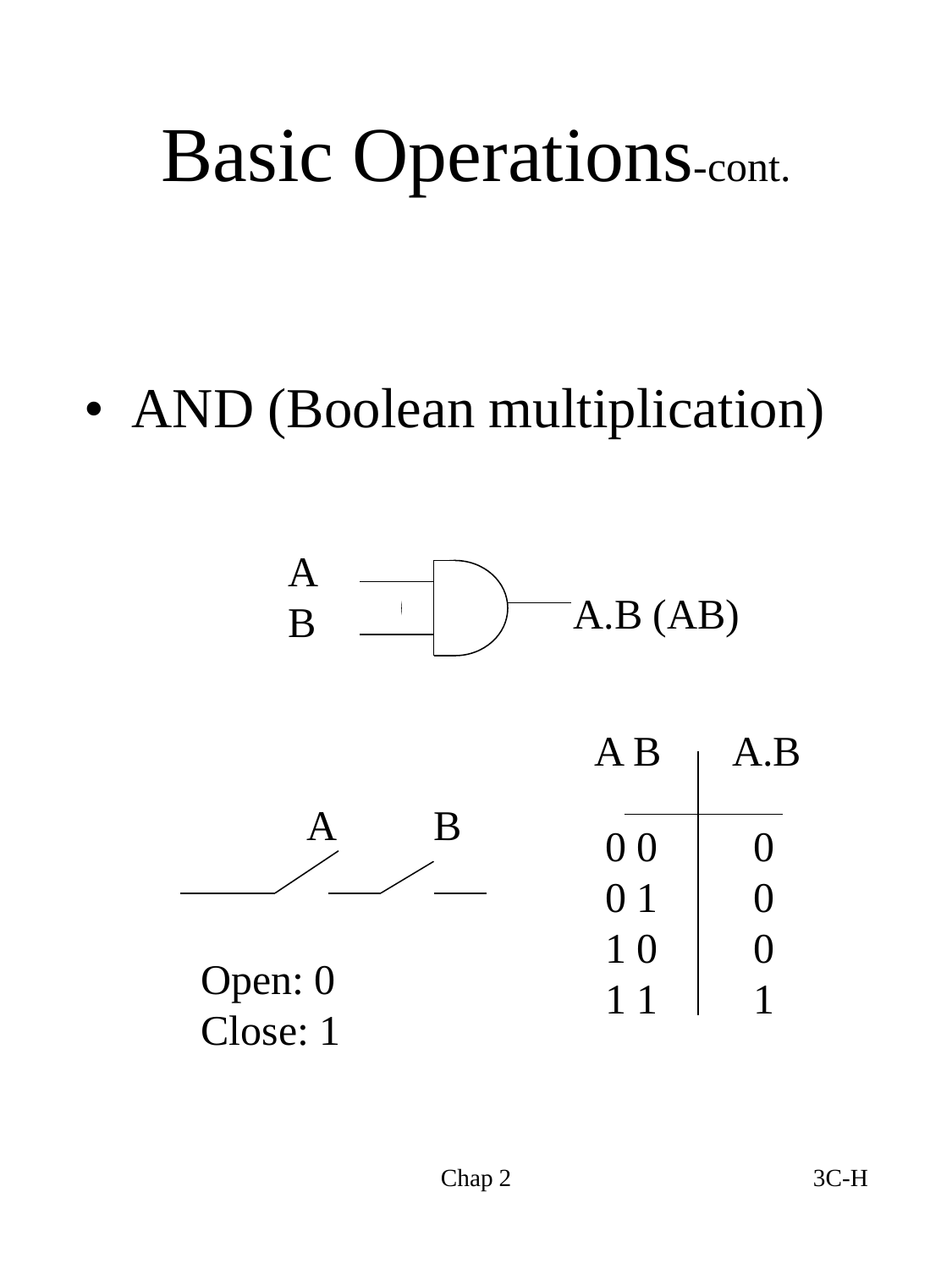# Basic Operations-cont.

- AND (Boolean multiplication)

A
B

A.B (AB)

A B

Open: 0
Close: 1

| A B | A.B |
| --- | --- |
| 0 0 | 0 |
| 0 1 | 0 |
| 1 0 | 0 |
| 1 1 | 1 |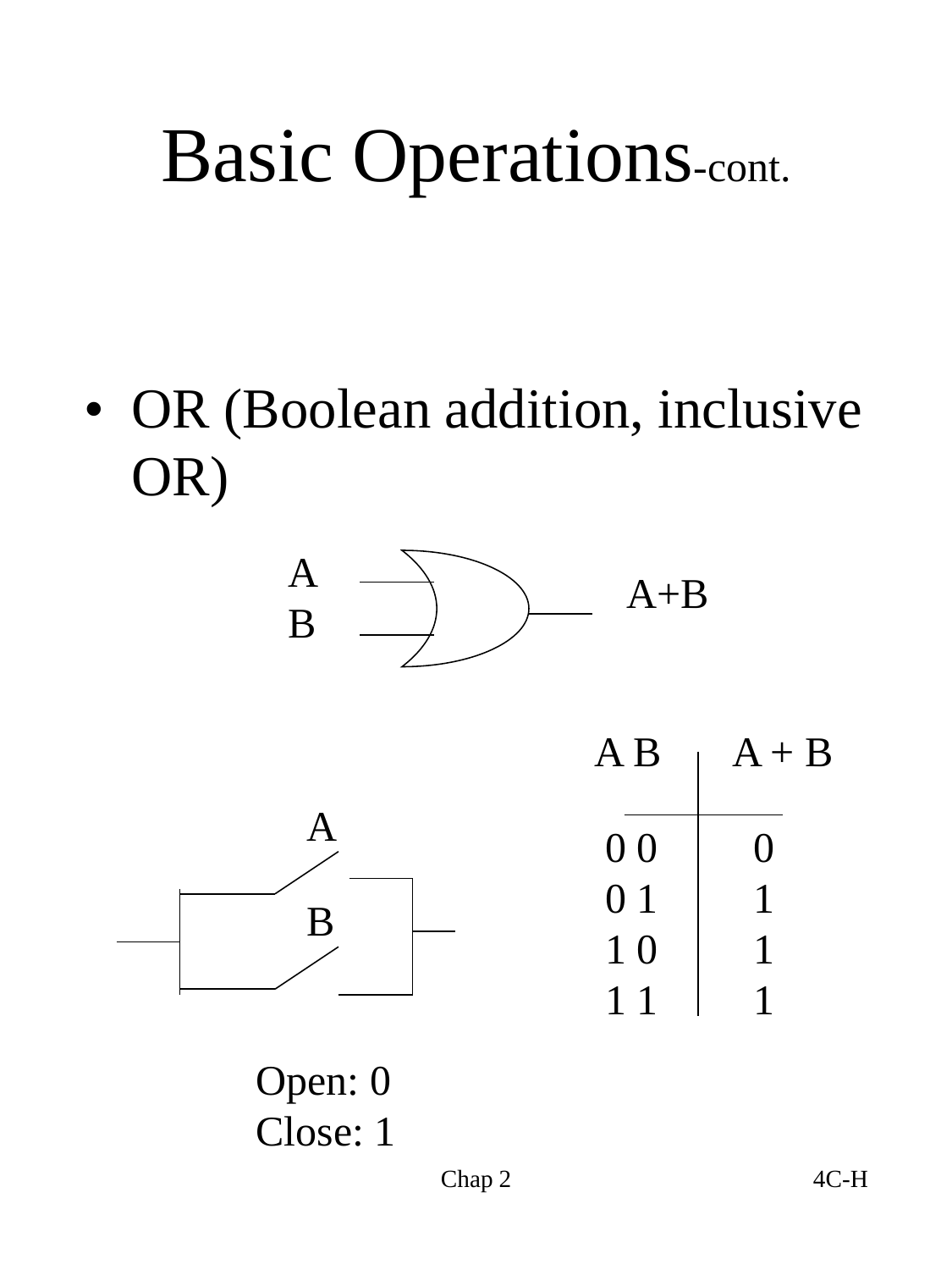# Basic Operations-cont.

- OR (Boolean addition, inclusive OR)

A
B
A+B

| A B | A + B |
| --- | --- |
| 0 0 | 0 |
| 0 1 | 1 |
| 1 0 | 1 |
| 1 1 | 1 |

A
B

Open: 0
Close: 1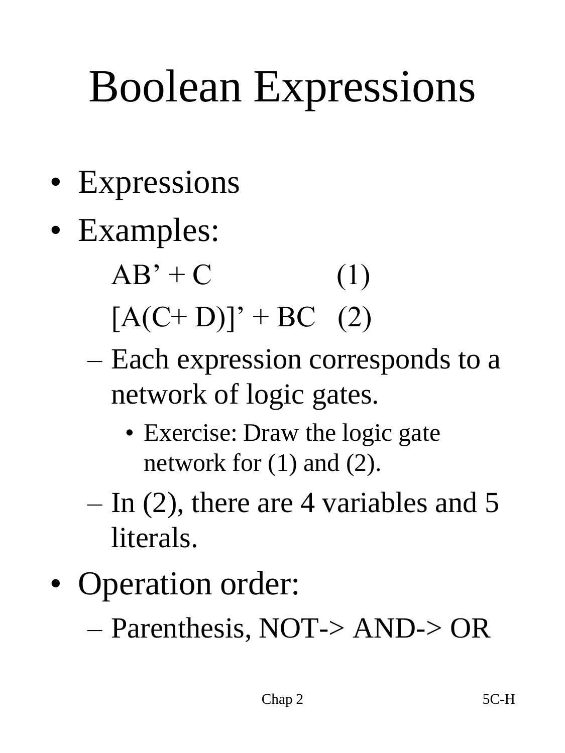# Boolean Expressions

- Expressions
- Examples:

  AB' + C (1)

  [A(C+ D)]' + BC (2)

  - Each expression corresponds to a network of logic gates.
    - Exercise: Draw the logic gate network for (1) and (2).
  - In (2), there are 4 variables and 5 literals.
- Operation order:
  - Parenthesis, NOT-> AND-> OR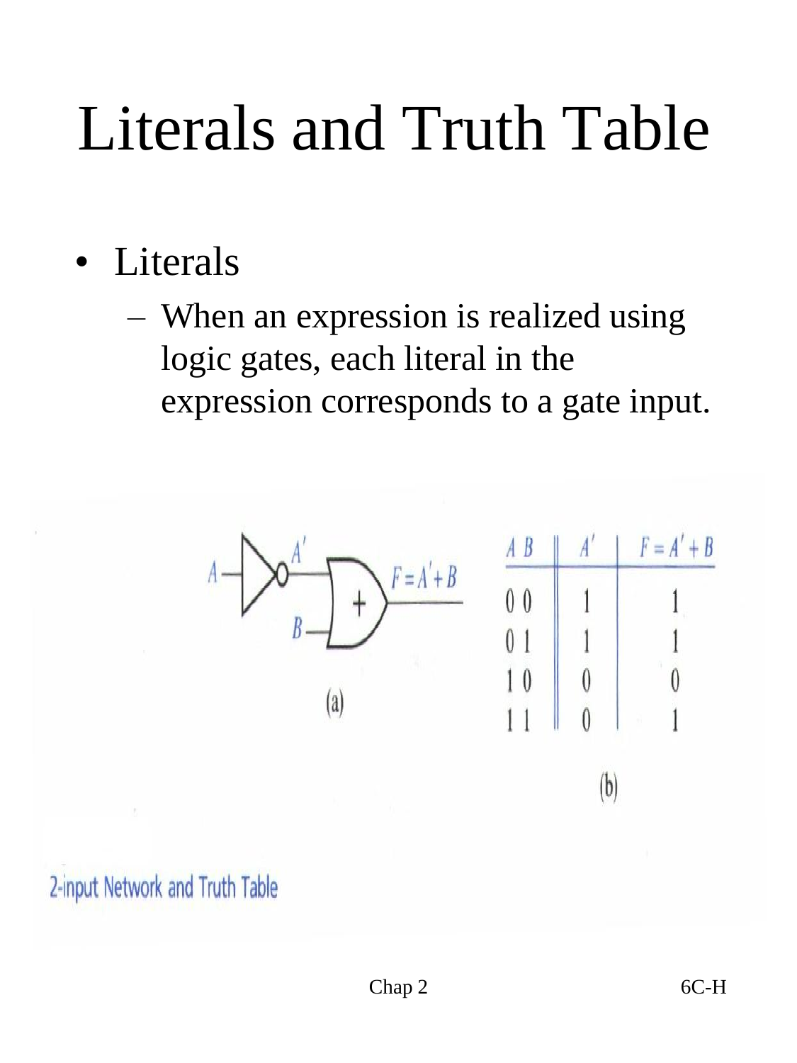# Literals and Truth Table

- Literals
  - When an expression is realized using logic gates, each literal in the expression corresponds to a gate input.

(a)

| $A$ $B$ | $A'$ | $F = A' + B$ |
|---|---|---|
| 0 0 | 1 | 1 |
| 0 1 | 1 | 1 |
| 1 0 | 0 | 0 |
| 1 1 | 0 | 1 |

(b)

2-input Network and Truth Table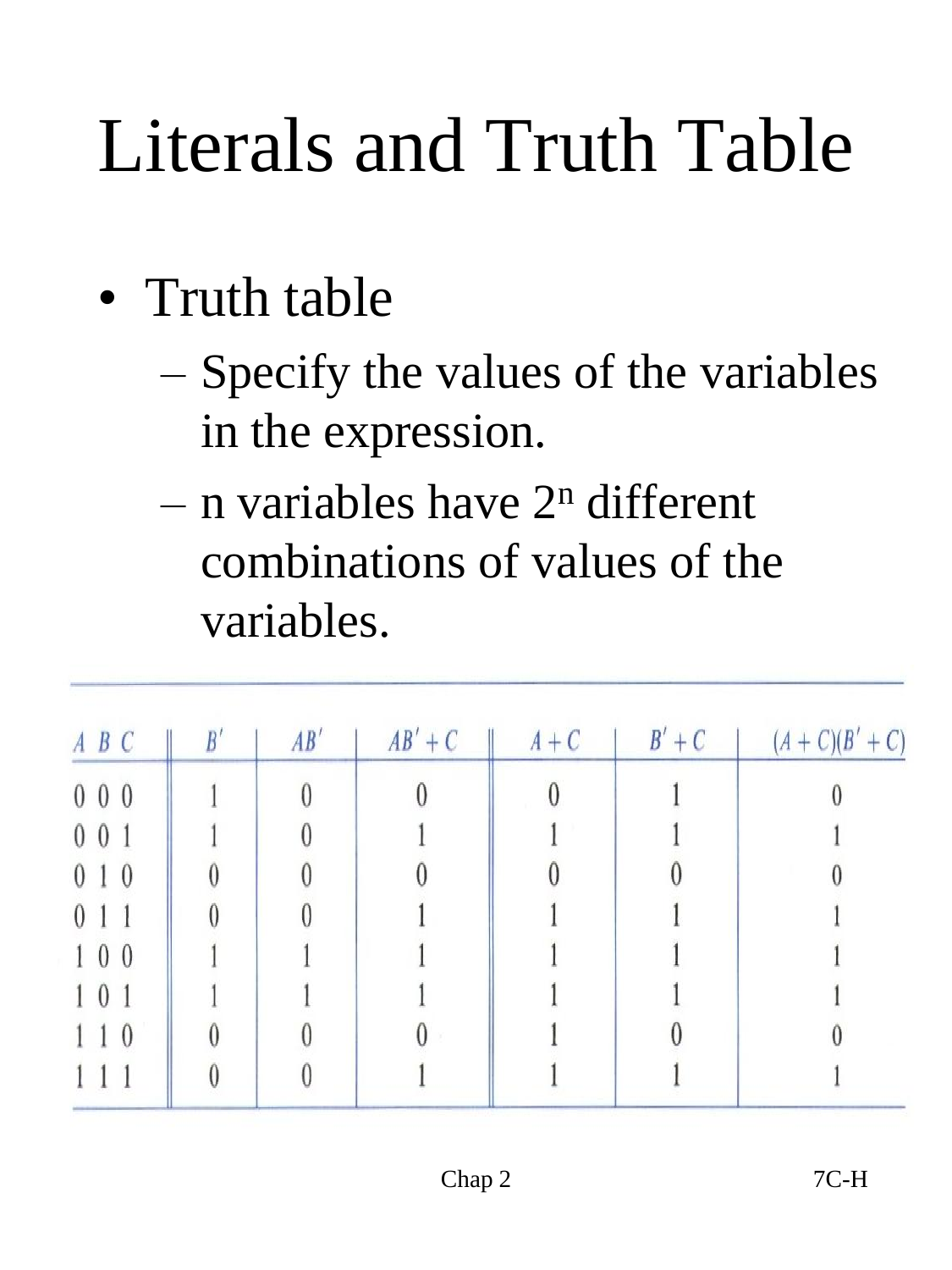# Literals and Truth Table

- Truth table
  - Specify the values of the variables in the expression.
  - n variables have $2^n$ different combinations of values of the variables.

| $A\ B\ C$ | $B'$ | $AB'$ | $AB' + C$ | $A + C$ | $B' + C$ | $(A + C)(B' + C)$ |
|---|---|---|---|---|---|---|
| 0 0 0 | 1 | 0 | 0 | 0 | 1 | 0 |
| 0 0 1 | 1 | 0 | 1 | 1 | 1 | 1 |
| 0 1 0 | 0 | 0 | 0 | 0 | 0 | 0 |
| 0 1 1 | 0 | 0 | 1 | 1 | 1 | 1 |
| 1 0 0 | 1 | 1 | 1 | 1 | 1 | 1 |
| 1 0 1 | 1 | 1 | 1 | 1 | 1 | 1 |
| 1 1 0 | 0 | 0 | 0 | 1 | 0 | 0 |
| 1 1 1 | 0 | 0 | 1 | 1 | 1 | 1 |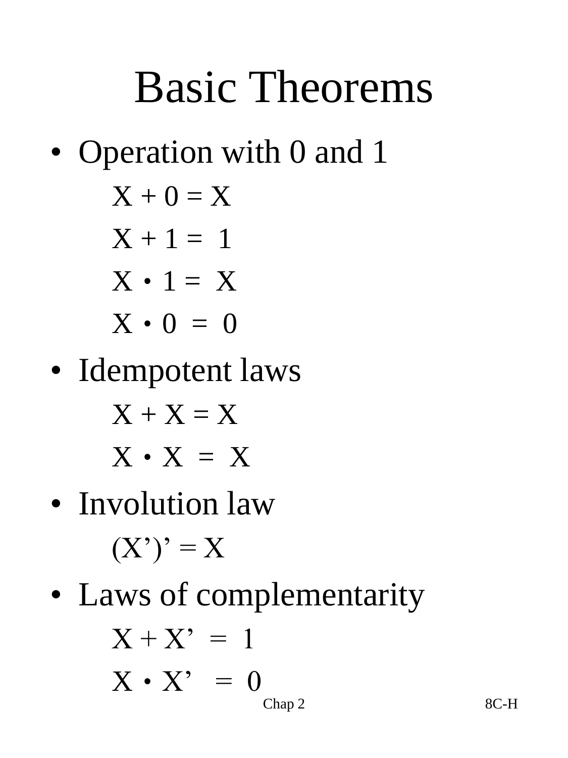# Basic Theorems

- Operation with 0 and 1

  $X + 0 = X$

  $X + 1 = 1$

  $X \cdot 1 = X$

  $X \cdot 0 = 0$

- Idempotent laws

  $X + X = X$

  $X \cdot X = X$

- Involution law

  $(X')' = X$

- Laws of complementarity

  $X + X' = 1$

  $X \cdot X' = 0$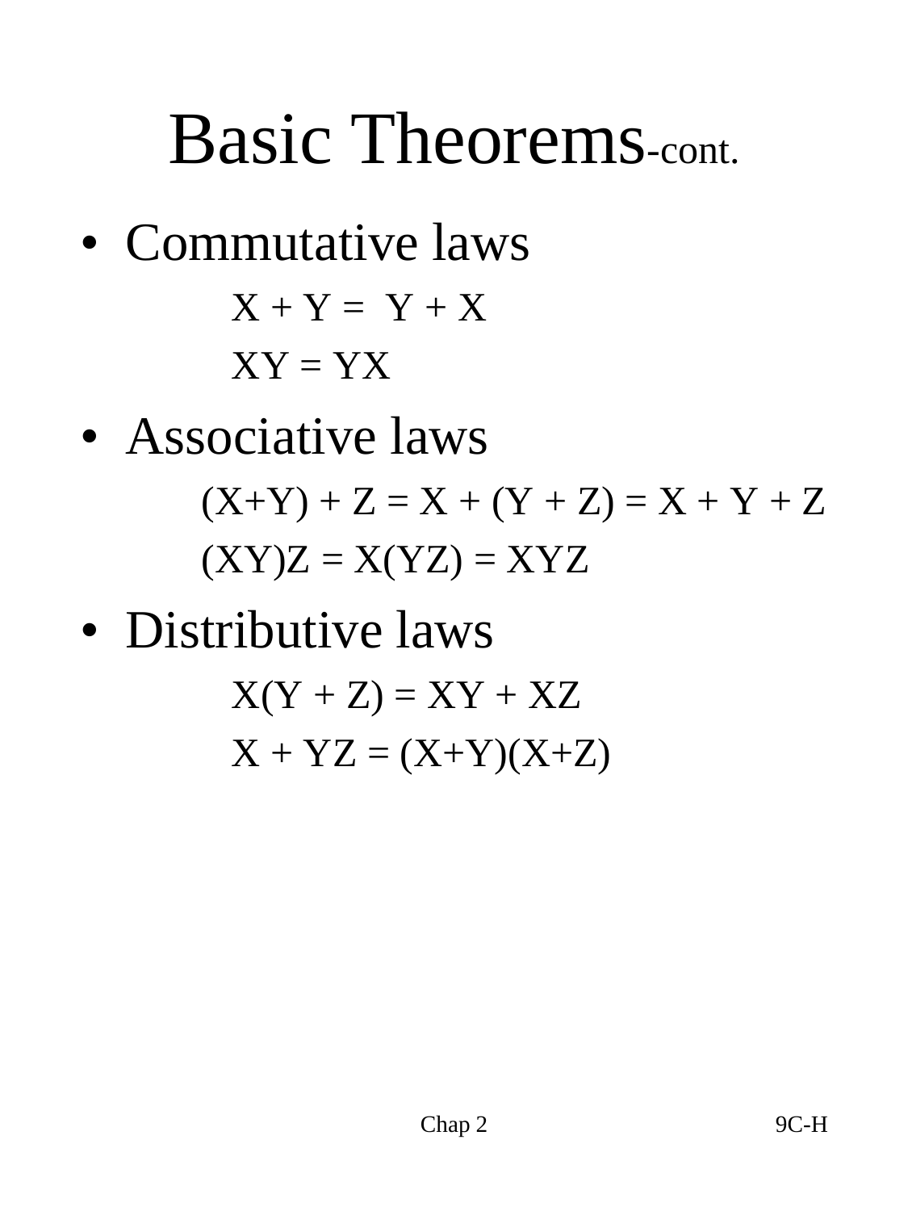# Basic Theorems-cont.

- Commutative laws

$$X + Y = Y + X$$

$$XY = YX$$

- Associative laws

$$(X+Y) + Z = X + (Y + Z) = X + Y + Z$$

$$(XY)Z = X(YZ) = XYZ$$

- Distributive laws

$$X(Y + Z) = XY + XZ$$

$$X + YZ = (X+Y)(X+Z)$$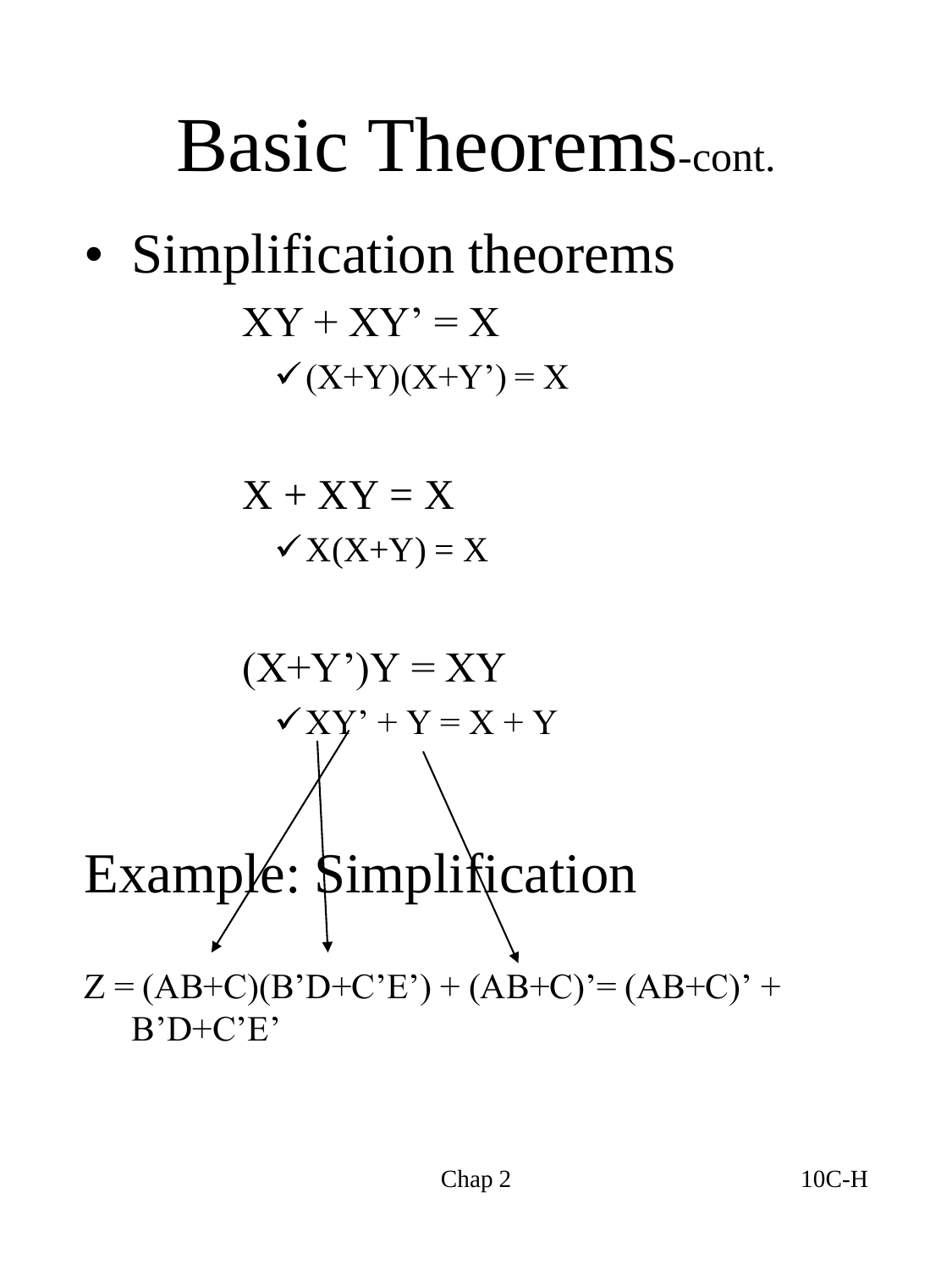# Basic Theorems-cont.

- Simplification theorems

  $XY + XY' = X$

  - ✓ $(X+Y)(X+Y') = X$

  $X + XY = X$

  - ✓ $X(X+Y) = X$

  $(X+Y')Y = XY$

  - ✓ $XY' + Y = X + Y$

## Example: Simplification

$Z = (AB+C)(B'D+C'E') + (AB+C)' = (AB+C)' + B'D+C'E'$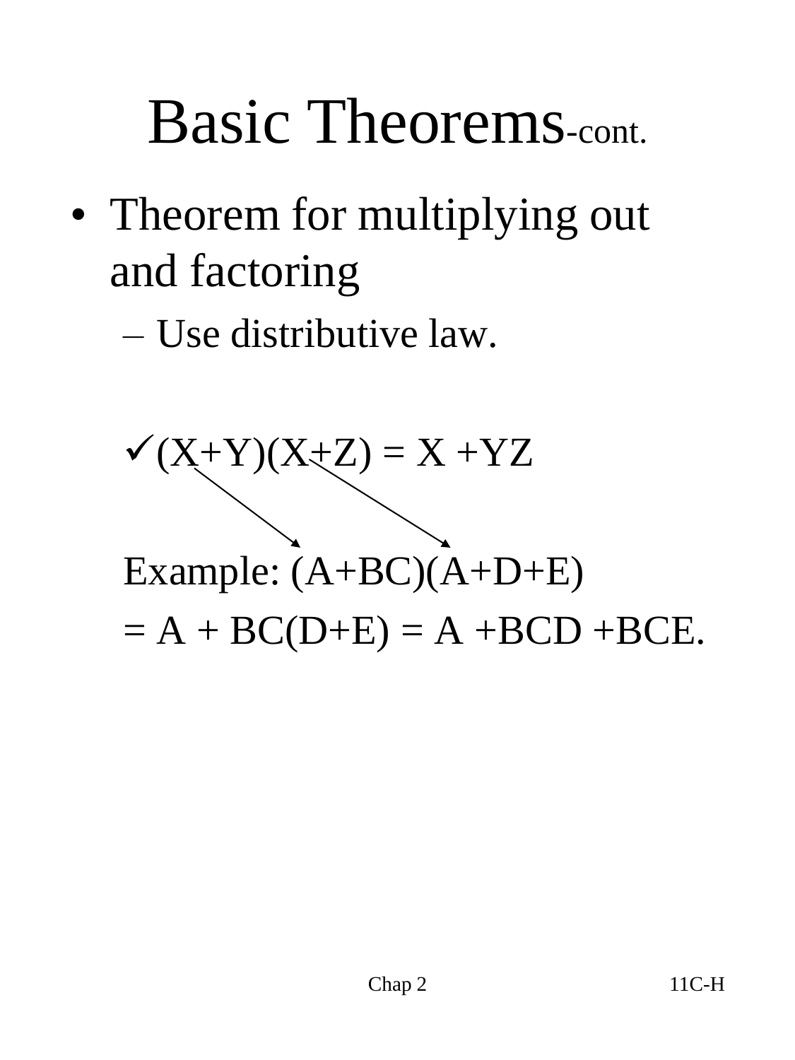# Basic Theorems-cont.

- Theorem for multiplying out and factoring
  - Use distributive law.

✓ $(X+Y)(X+Z) = X + YZ$

Example: $(A+BC)(A+D+E)$

$= A + BC(D+E) = A + BCD + BCE$.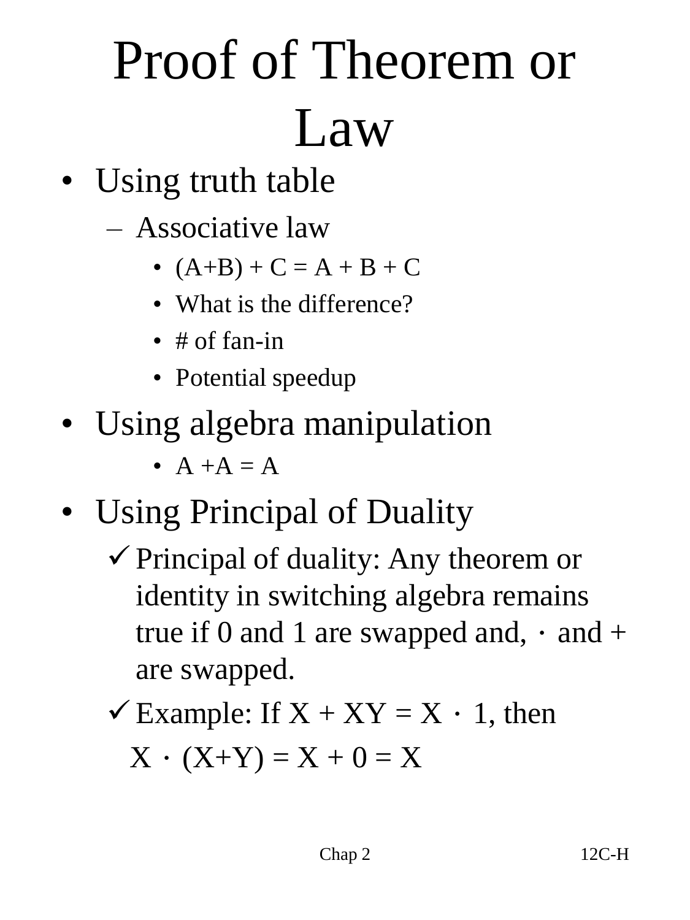# Proof of Theorem or Law

- Using truth table
  - Associative law
    - $(A+B) + C = A + B + C$
    - What is the difference?
    - # of fan-in
    - Potential speedup
- Using algebra manipulation
    - $A + A = A$
- Using Principal of Duality
  - ✓ Principal of duality: Any theorem or identity in switching algebra remains true if 0 and 1 are swapped and, $\cdot$ and + are swapped.
  - ✓ Example: If $X + XY = X \cdot 1$, then

    $X \cdot (X+Y) = X + 0 = X$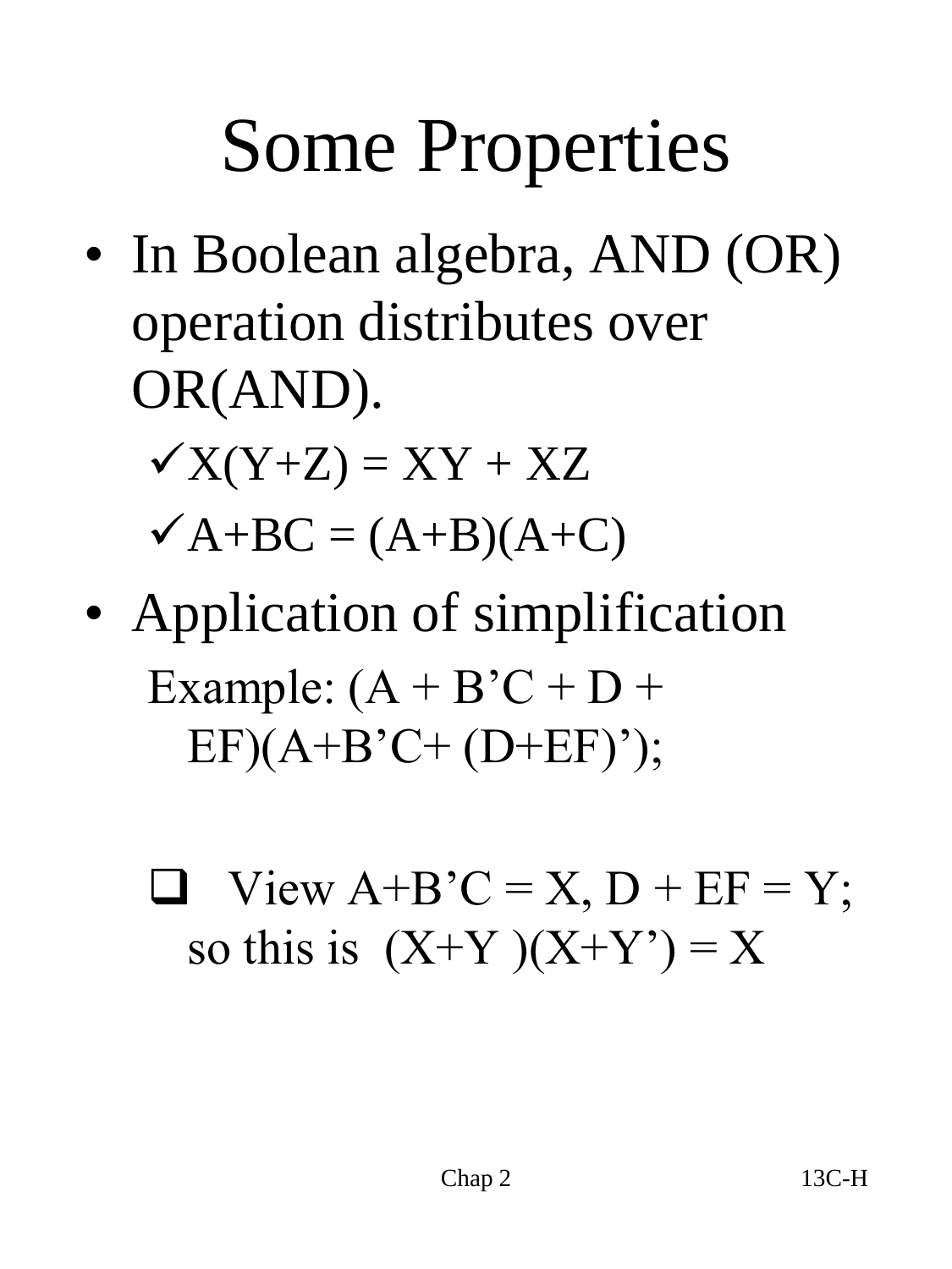# Some Properties

- In Boolean algebra, AND (OR) operation distributes over OR(AND).
  - ✓ $X(Y+Z) = XY + XZ$
  - ✓ $A+BC = (A+B)(A+C)$
- Application of simplification

  Example: $(A + B'C + D + EF)(A+B'C+ (D+EF)')$;

  - ❑ View $A+B'C = X$, $D + EF = Y$; so this is $(X+Y)(X+Y') = X$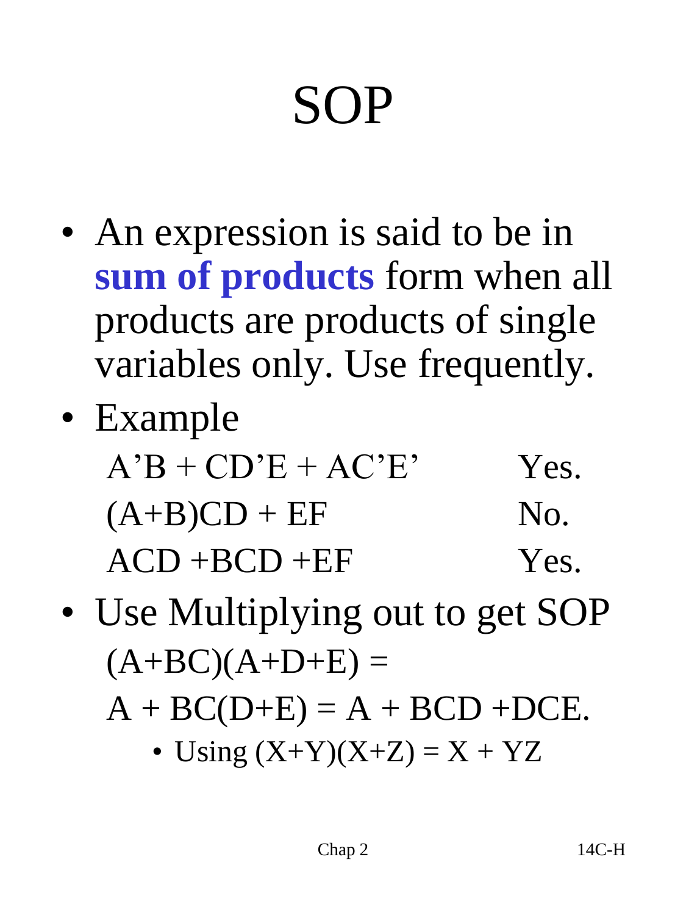# SOP

- An expression is said to be in **sum of products** form when all products are products of single variables only. Use frequently.
- Example

| | |
|---|---|
| $A'B + CD'E + AC'E'$ | Yes. |
| $(A+B)CD + EF$ | No. |
| $ACD + BCD + EF$ | Yes. |

- Use Multiplying out to get SOP

  $(A+BC)(A+D+E) =$

  $A + BC(D+E) = A + BCD + DCE.$

  - Using $(X+Y)(X+Z) = X + YZ$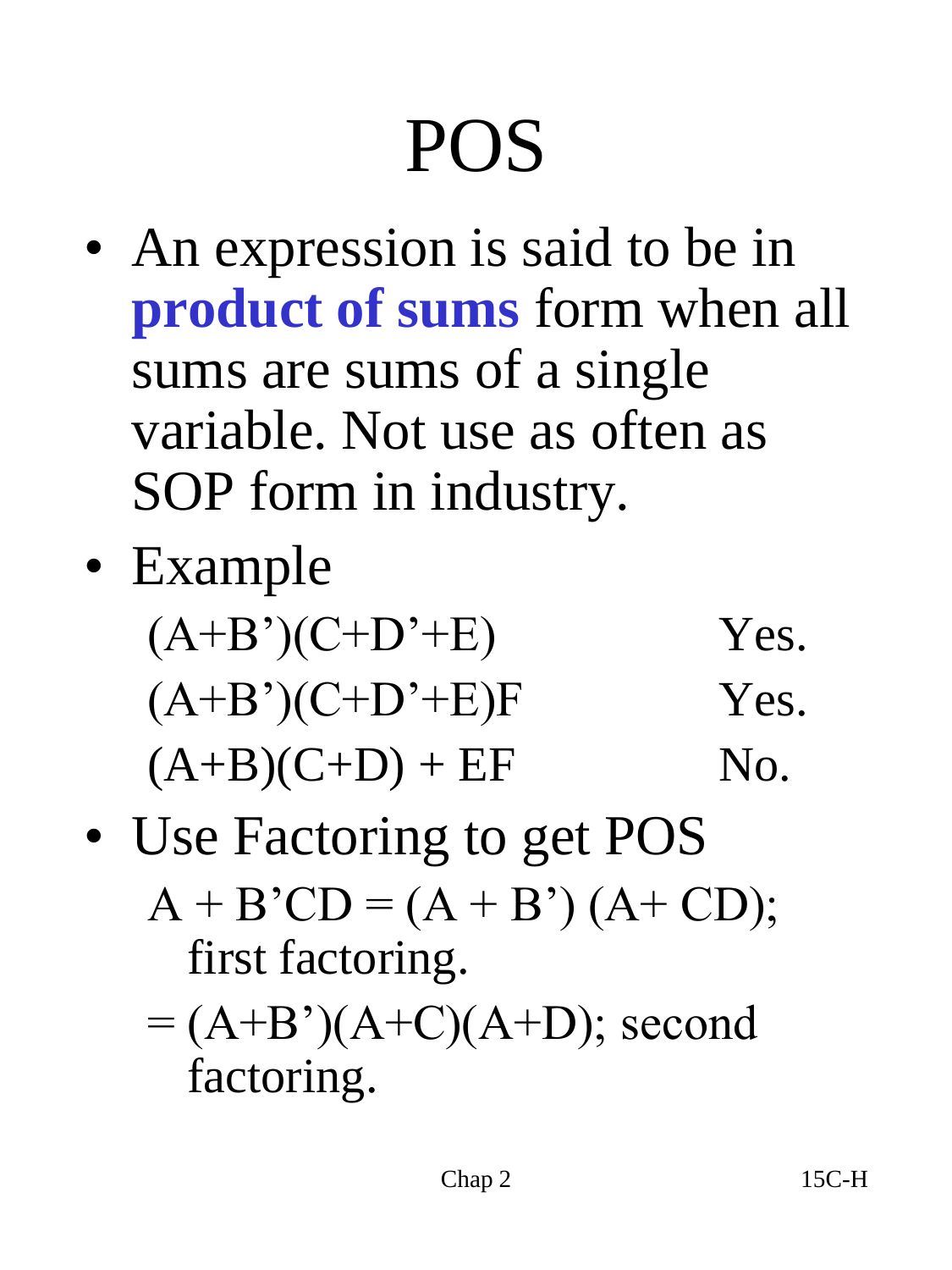# POS

- An expression is said to be in **product of sums** form when all sums are sums of a single variable. Not use as often as SOP form in industry.
- Example

| | |
|---|---|
| $(A+B')(C+D'+E)$ | Yes. |
| $(A+B')(C+D'+E)F$ | Yes. |
| $(A+B)(C+D) + EF$ | No. |

- Use Factoring to get POS

  $A + B'CD = (A + B')(A + CD)$; first factoring.

  $= (A+B')(A+C)(A+D)$; second factoring.